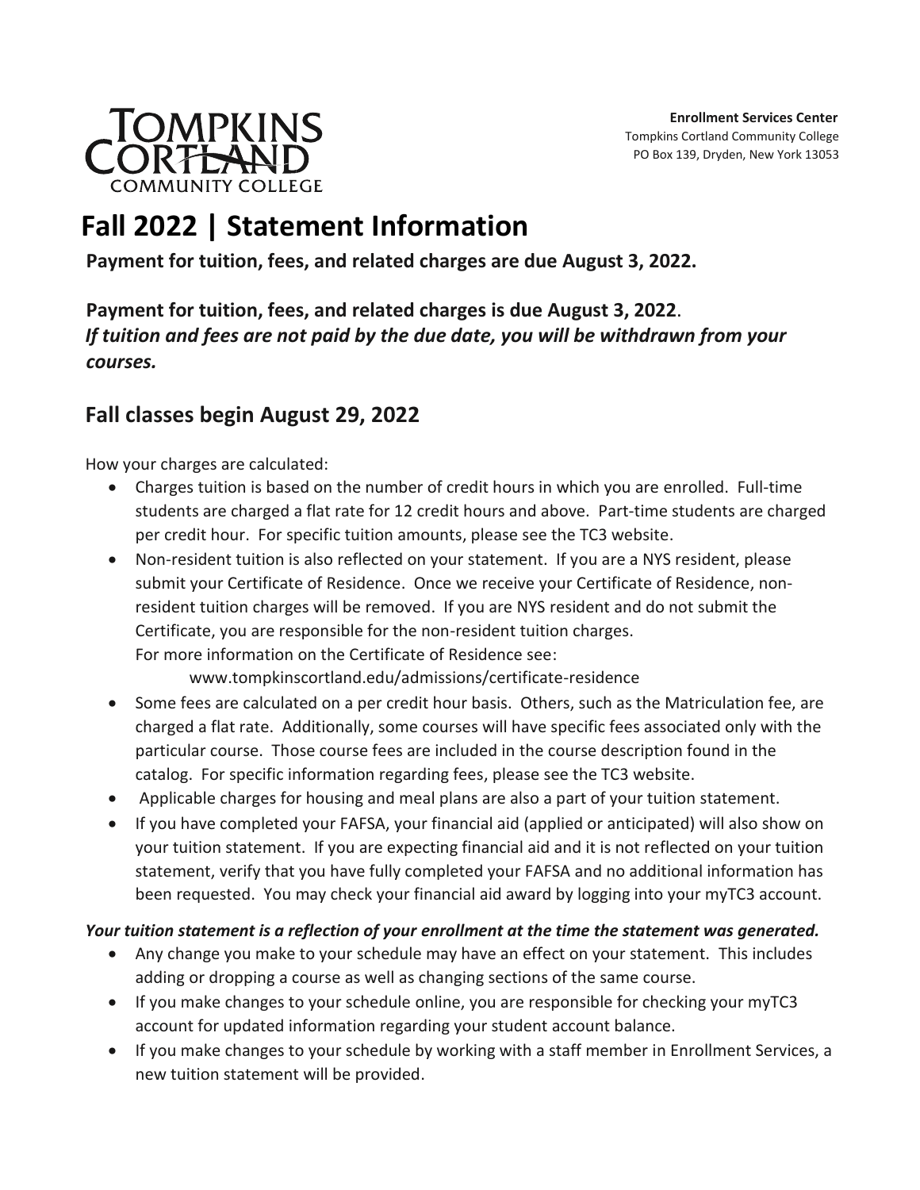**Enrollment Services Center**
Tompkins Cortland Community College
PO Box 139, Dryden, New York 13053

# Fall 2022 | Statement Information

**Payment for tuition, fees, and related charges are due August 3, 2022.**

**Payment for tuition, fees, and related charges is due August 3, 2022**.
***If tuition and fees are not paid by the due date, you will be withdrawn from your courses.***

## Fall classes begin August 29, 2022

How your charges are calculated:

- Charges tuition is based on the number of credit hours in which you are enrolled. Full-time students are charged a flat rate for 12 credit hours and above. Part-time students are charged per credit hour. For specific tuition amounts, please see the TC3 website.
- Non-resident tuition is also reflected on your statement. If you are a NYS resident, please submit your Certificate of Residence. Once we receive your Certificate of Residence, non-resident tuition charges will be removed. If you are NYS resident and do not submit the Certificate, you are responsible for the non-resident tuition charges.
  For more information on the Certificate of Residence see:
  www.tompkinscortland.edu/admissions/certificate-residence
- Some fees are calculated on a per credit hour basis. Others, such as the Matriculation fee, are charged a flat rate. Additionally, some courses will have specific fees associated only with the particular course. Those course fees are included in the course description found in the catalog. For specific information regarding fees, please see the TC3 website.
- Applicable charges for housing and meal plans are also a part of your tuition statement.
- If you have completed your FAFSA, your financial aid (applied or anticipated) will also show on your tuition statement. If you are expecting financial aid and it is not reflected on your tuition statement, verify that you have fully completed your FAFSA and no additional information has been requested. You may check your financial aid award by logging into your myTC3 account.

***Your tuition statement is a reflection of your enrollment at the time the statement was generated.***

- Any change you make to your schedule may have an effect on your statement. This includes adding or dropping a course as well as changing sections of the same course.
- If you make changes to your schedule online, you are responsible for checking your myTC3 account for updated information regarding your student account balance.
- If you make changes to your schedule by working with a staff member in Enrollment Services, a new tuition statement will be provided.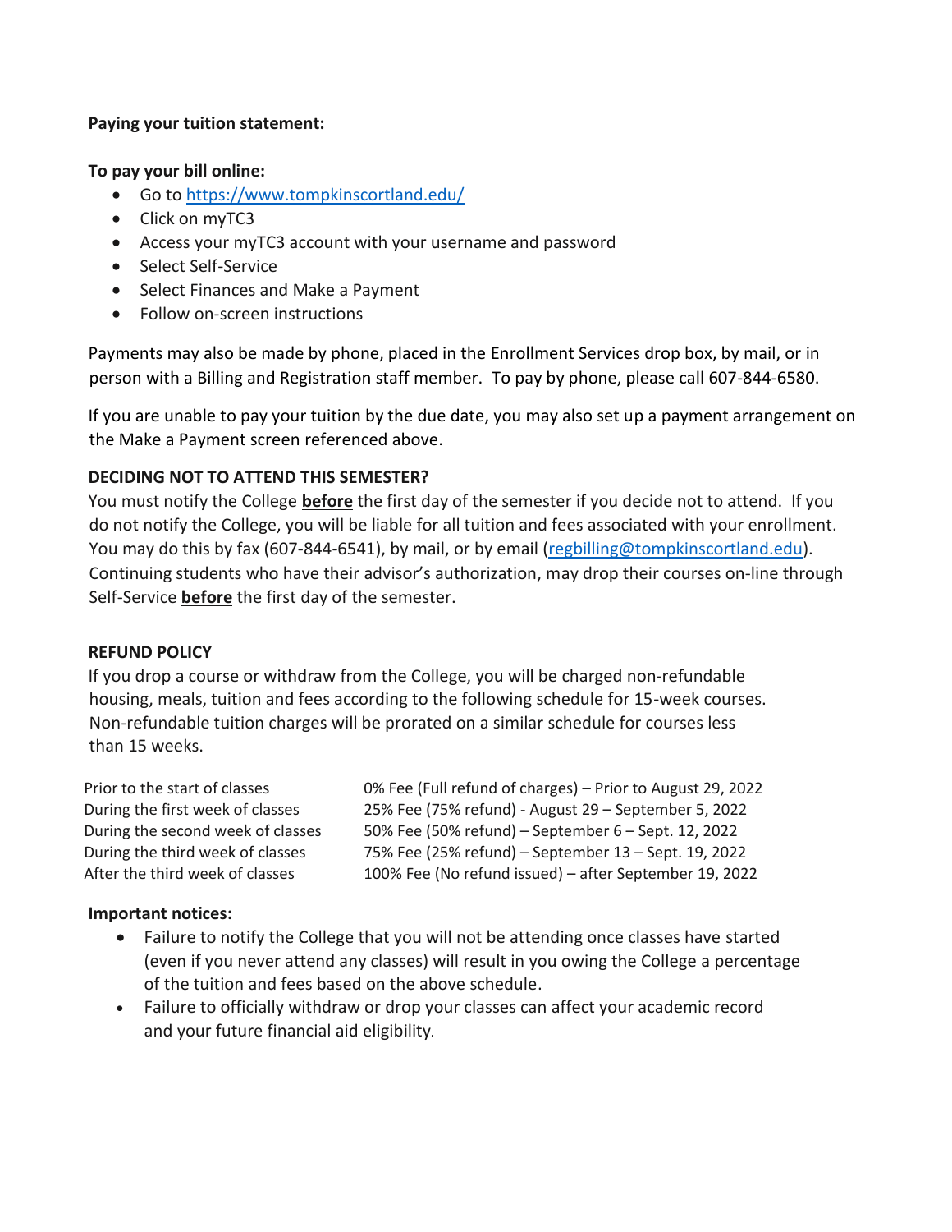**Paying your tuition statement:**

**To pay your bill online:**

- Go to [https://www.tompkinscortland.edu/](https://www.tompkinscortland.edu/)
- Click on myTC3
- Access your myTC3 account with your username and password
- Select Self-Service
- Select Finances and Make a Payment
- Follow on-screen instructions

Payments may also be made by phone, placed in the Enrollment Services drop box, by mail, or in person with a Billing and Registration staff member. To pay by phone, please call 607-844-6580.

If you are unable to pay your tuition by the due date, you may also set up a payment arrangement on the Make a Payment screen referenced above.

**DECIDING NOT TO ATTEND THIS SEMESTER?**

You must notify the College **before** the first day of the semester if you decide not to attend. If you do not notify the College, you will be liable for all tuition and fees associated with your enrollment. You may do this by fax (607-844-6541), by mail, or by email ([regbilling@tompkinscortland.edu](mailto:regbilling@tompkinscortland.edu)). Continuing students who have their advisor's authorization, may drop their courses on-line through Self-Service **before** the first day of the semester.

**REFUND POLICY**

If you drop a course or withdraw from the College, you will be charged non-refundable housing, meals, tuition and fees according to the following schedule for 15-week courses. Non-refundable tuition charges will be prorated on a similar schedule for courses less than 15 weeks.

| | |
|---|---|
| Prior to the start of classes | 0% Fee (Full refund of charges) – Prior to August 29, 2022 |
| During the first week of classes | 25% Fee (75% refund) - August 29 – September 5, 2022 |
| During the second week of classes | 50% Fee (50% refund) – September 6 – Sept. 12, 2022 |
| During the third week of classes | 75% Fee (25% refund) – September 13 – Sept. 19, 2022 |
| After the third week of classes | 100% Fee (No refund issued) – after September 19, 2022 |

**Important notices:**

- Failure to notify the College that you will not be attending once classes have started (even if you never attend any classes) will result in you owing the College a percentage of the tuition and fees based on the above schedule.
- Failure to officially withdraw or drop your classes can affect your academic record and your future financial aid eligibility.